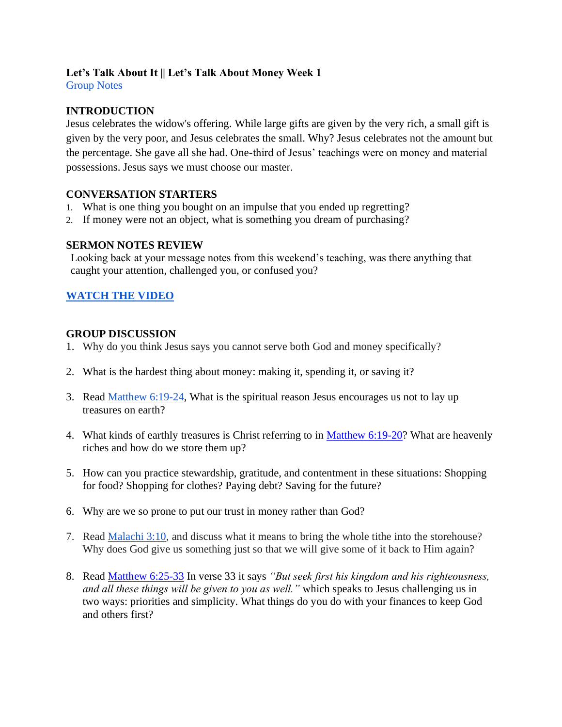**Let's Talk About It || Let's Talk About Money Week 1**
Group Notes

## INTRODUCTION

Jesus celebrates the widow's offering. While large gifts are given by the very rich, a small gift is given by the very poor, and Jesus celebrates the small. Why? Jesus celebrates not the amount but the percentage. She gave all she had. One-third of Jesus' teachings were on money and material possessions. Jesus says we must choose our master.

## CONVERSATION STARTERS

1. What is one thing you bought on an impulse that you ended up regretting?
2. If money were not an object, what is something you dream of purchasing?

## SERMON NOTES REVIEW

Looking back at your message notes from this weekend's teaching, was there anything that caught your attention, challenged you, or confused you?

**WATCH THE VIDEO**

## GROUP DISCUSSION

1. Why do you think Jesus says you cannot serve both God and money specifically?
2. What is the hardest thing about money: making it, spending it, or saving it?
3. Read Matthew 6:19-24, What is the spiritual reason Jesus encourages us not to lay up treasures on earth?
4. What kinds of earthly treasures is Christ referring to in Matthew 6:19-20? What are heavenly riches and how do we store them up?
5. How can you practice stewardship, gratitude, and contentment in these situations: Shopping for food? Shopping for clothes? Paying debt? Saving for the future?
6. Why are we so prone to put our trust in money rather than God?
7. Read Malachi 3:10, and discuss what it means to bring the whole tithe into the storehouse? Why does God give us something just so that we will give some of it back to Him again?
8. Read Matthew 6:25-33 In verse 33 it says *"But seek first his kingdom and his righteousness, and all these things will be given to you as well."* which speaks to Jesus challenging us in two ways: priorities and simplicity. What things do you do with your finances to keep God and others first?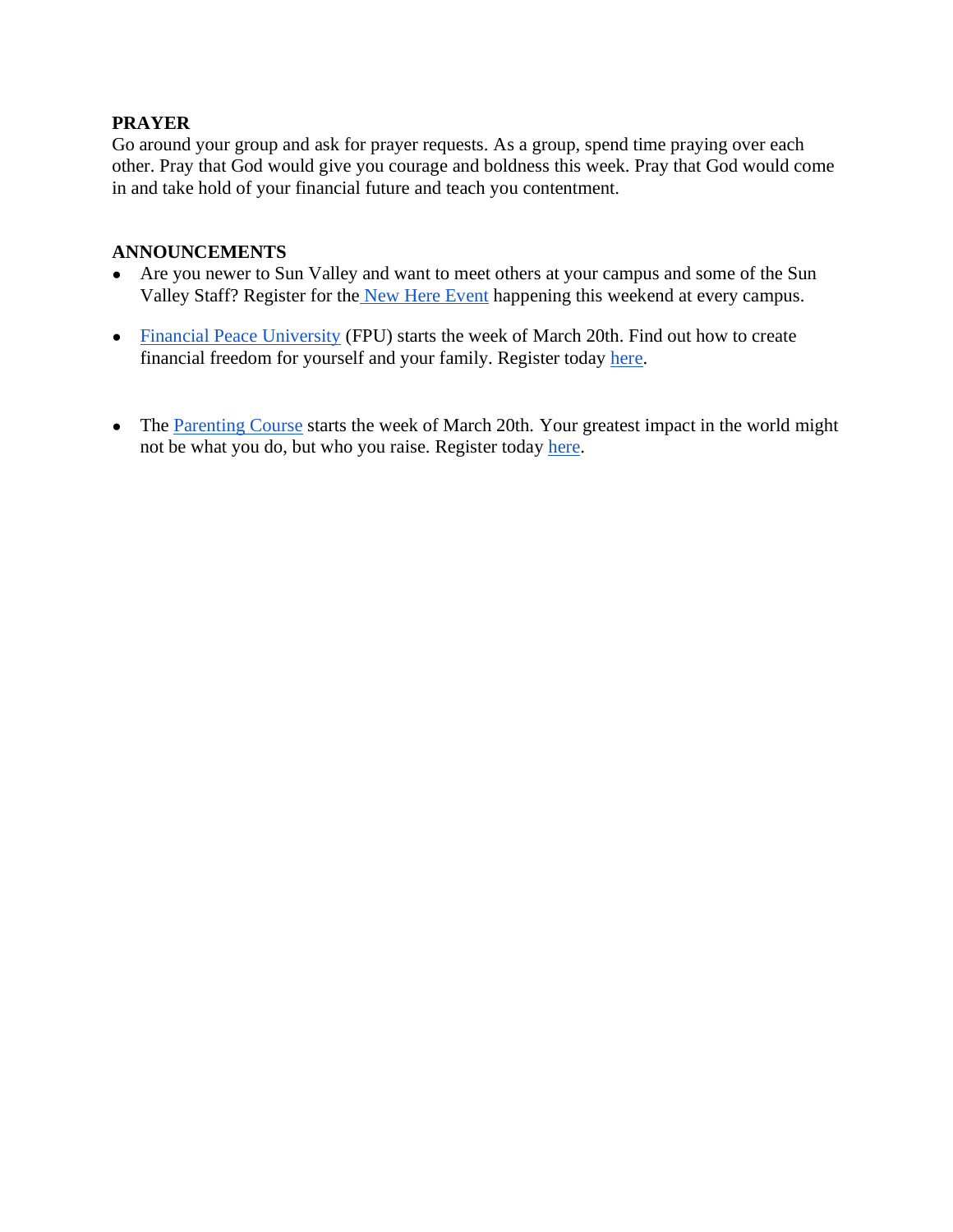**PRAYER**

Go around your group and ask for prayer requests. As a group, spend time praying over each other. Pray that God would give you courage and boldness this week. Pray that God would come in and take hold of your financial future and teach you contentment.

**ANNOUNCEMENTS**

- Are you newer to Sun Valley and want to meet others at your campus and some of the Sun Valley Staff? Register for the New Here Event happening this weekend at every campus.
- Financial Peace University (FPU) starts the week of March 20th. Find out how to create financial freedom for yourself and your family. Register today here.
- The Parenting Course starts the week of March 20th. Your greatest impact in the world might not be what you do, but who you raise. Register today here.